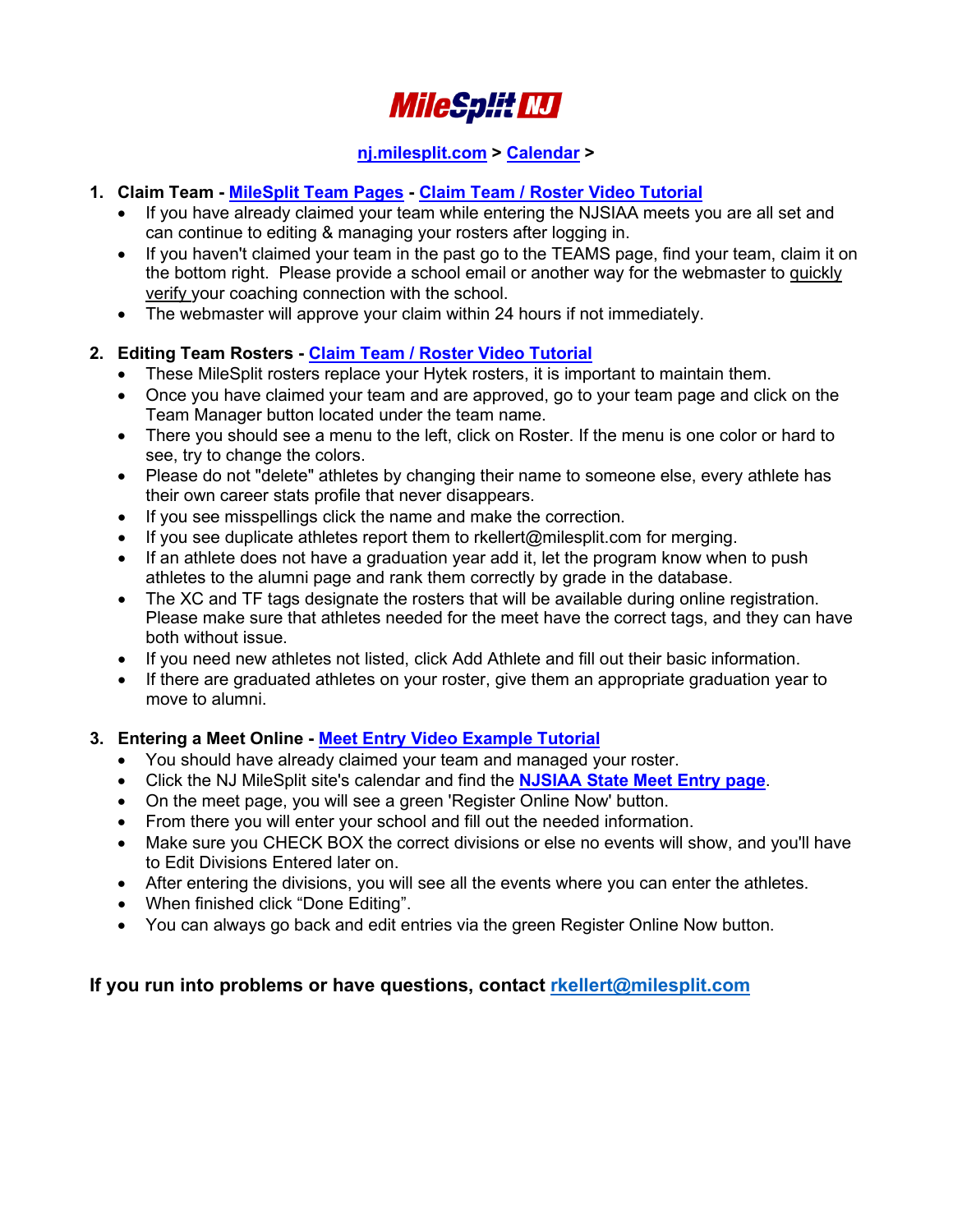# MileSplit NJ

**nj.milesplit.com > Calendar >**

1. **Claim Team - MileSplit Team Pages - Claim Team / Roster Video Tutorial**
   - If you have already claimed your team while entering the NJSIAA meets you are all set and can continue to editing & managing your rosters after logging in.
   - If you haven't claimed your team in the past go to the TEAMS page, find your team, claim it on the bottom right. Please provide a school email or another way for the webmaster to quickly verify your coaching connection with the school.
   - The webmaster will approve your claim within 24 hours if not immediately.

2. **Editing Team Rosters - Claim Team / Roster Video Tutorial**
   - These MileSplit rosters replace your Hytek rosters, it is important to maintain them.
   - Once you have claimed your team and are approved, go to your team page and click on the Team Manager button located under the team name.
   - There you should see a menu to the left, click on Roster. If the menu is one color or hard to see, try to change the colors.
   - Please do not "delete" athletes by changing their name to someone else, every athlete has their own career stats profile that never disappears.
   - If you see misspellings click the name and make the correction.
   - If you see duplicate athletes report them to rkellert@milesplit.com for merging.
   - If an athlete does not have a graduation year add it, let the program know when to push athletes to the alumni page and rank them correctly by grade in the database.
   - The XC and TF tags designate the rosters that will be available during online registration. Please make sure that athletes needed for the meet have the correct tags, and they can have both without issue.
   - If you need new athletes not listed, click Add Athlete and fill out their basic information.
   - If there are graduated athletes on your roster, give them an appropriate graduation year to move to alumni.

3. **Entering a Meet Online - Meet Entry Video Example Tutorial**
   - You should have already claimed your team and managed your roster.
   - Click the NJ MileSplit site's calendar and find the **NJSIAA State Meet Entry page**.
   - On the meet page, you will see a green 'Register Online Now' button.
   - From there you will enter your school and fill out the needed information.
   - Make sure you CHECK BOX the correct divisions or else no events will show, and you'll have to Edit Divisions Entered later on.
   - After entering the divisions, you will see all the events where you can enter the athletes.
   - When finished click "Done Editing".
   - You can always go back and edit entries via the green Register Online Now button.

**If you run into problems or have questions, contact rkellert@milesplit.com**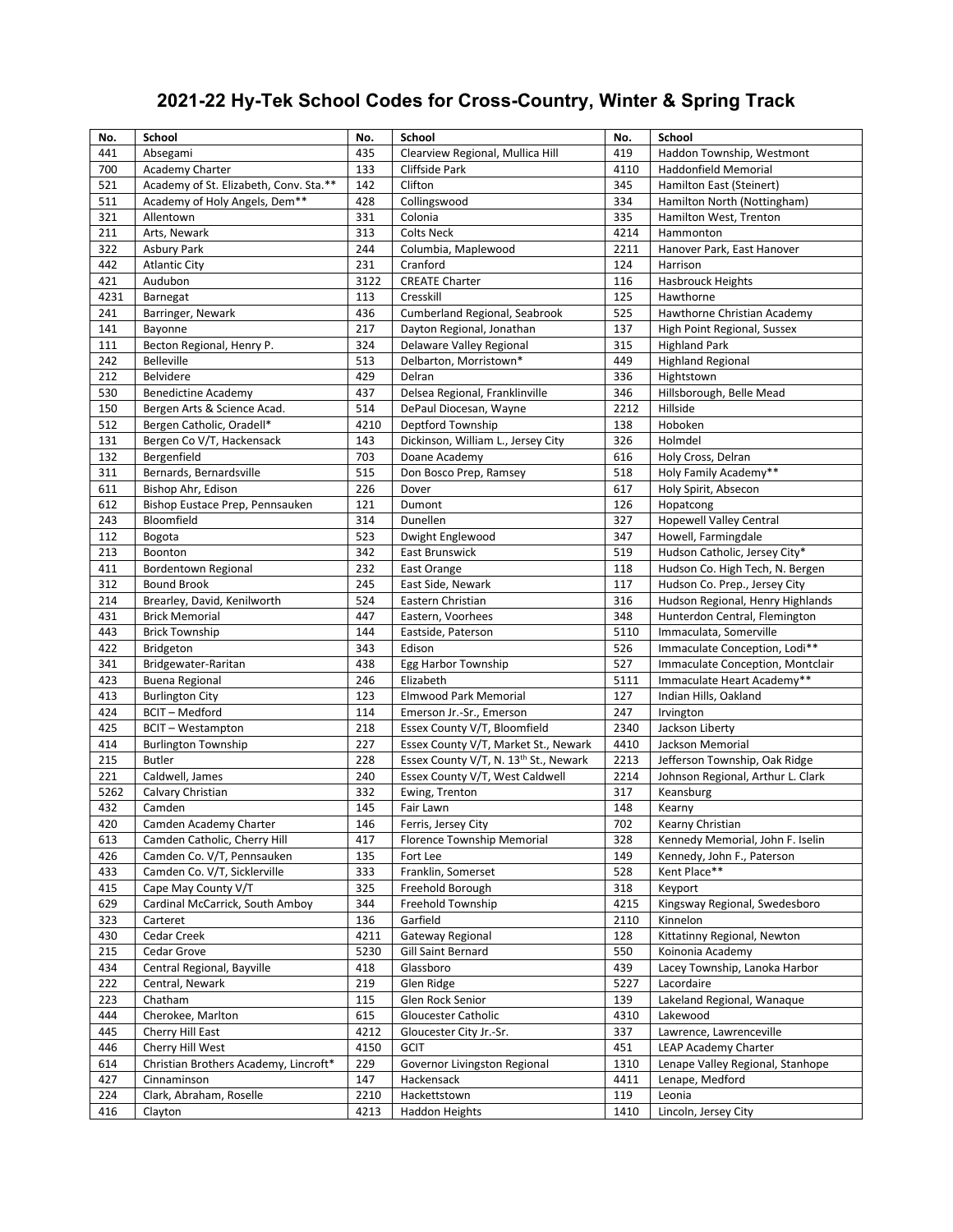# 2021-22 Hy-Tek School Codes for Cross-Country, Winter & Spring Track

| No. | School | No. | School | No. | School |
|---|---|---|---|---|---|
| 441 | Absegami | 435 | Clearview Regional, Mullica Hill | 419 | Haddon Township, Westmont |
| 700 | Academy Charter | 133 | Cliffside Park | 4110 | Haddonfield Memorial |
| 521 | Academy of St. Elizabeth, Conv. Sta.** | 142 | Clifton | 345 | Hamilton East (Steinert) |
| 511 | Academy of Holy Angels, Dem** | 428 | Collingswood | 334 | Hamilton North (Nottingham) |
| 321 | Allentown | 331 | Colonia | 335 | Hamilton West, Trenton |
| 211 | Arts, Newark | 313 | Colts Neck | 4214 | Hammonton |
| 322 | Asbury Park | 244 | Columbia, Maplewood | 2211 | Hanover Park, East Hanover |
| 442 | Atlantic City | 231 | Cranford | 124 | Harrison |
| 421 | Audubon | 3122 | CREATE Charter | 116 | Hasbrouck Heights |
| 4231 | Barnegat | 113 | Cresskill | 125 | Hawthorne |
| 241 | Barringer, Newark | 436 | Cumberland Regional, Seabrook | 525 | Hawthorne Christian Academy |
| 141 | Bayonne | 217 | Dayton Regional, Jonathan | 137 | High Point Regional, Sussex |
| 111 | Becton Regional, Henry P. | 324 | Delaware Valley Regional | 315 | Highland Park |
| 242 | Belleville | 513 | Delbarton, Morristown* | 449 | Highland Regional |
| 212 | Belvidere | 429 | Delran | 336 | Hightstown |
| 530 | Benedictine Academy | 437 | Delsea Regional, Franklinville | 346 | Hillsborough, Belle Mead |
| 150 | Bergen Arts & Science Acad. | 514 | DePaul Diocesan, Wayne | 2212 | Hillside |
| 512 | Bergen Catholic, Oradell* | 4210 | Deptford Township | 138 | Hoboken |
| 131 | Bergen Co V/T, Hackensack | 143 | Dickinson, William L., Jersey City | 326 | Holmdel |
| 132 | Bergenfield | 703 | Doane Academy | 616 | Holy Cross, Delran |
| 311 | Bernards, Bernardsville | 515 | Don Bosco Prep, Ramsey | 518 | Holy Family Academy** |
| 611 | Bishop Ahr, Edison | 226 | Dover | 617 | Holy Spirit, Absecon |
| 612 | Bishop Eustace Prep, Pennsauken | 121 | Dumont | 126 | Hopatcong |
| 243 | Bloomfield | 314 | Dunellen | 327 | Hopewell Valley Central |
| 112 | Bogota | 523 | Dwight Englewood | 347 | Howell, Farmingdale |
| 213 | Boonton | 342 | East Brunswick | 519 | Hudson Catholic, Jersey City* |
| 411 | Bordentown Regional | 232 | East Orange | 118 | Hudson Co. High Tech, N. Bergen |
| 312 | Bound Brook | 245 | East Side, Newark | 117 | Hudson Co. Prep., Jersey City |
| 214 | Brearley, David, Kenilworth | 524 | Eastern Christian | 316 | Hudson Regional, Henry Highlands |
| 431 | Brick Memorial | 447 | Eastern, Voorhees | 348 | Hunterdon Central, Flemington |
| 443 | Brick Township | 144 | Eastside, Paterson | 5110 | Immaculata, Somerville |
| 422 | Bridgeton | 343 | Edison | 526 | Immaculate Conception, Lodi** |
| 341 | Bridgewater-Raritan | 438 | Egg Harbor Township | 527 | Immaculate Conception, Montclair |
| 423 | Buena Regional | 246 | Elizabeth | 5111 | Immaculate Heart Academy** |
| 413 | Burlington City | 123 | Elmwood Park Memorial | 127 | Indian Hills, Oakland |
| 424 | BCIT – Medford | 114 | Emerson Jr.-Sr., Emerson | 247 | Irvington |
| 425 | BCIT – Westampton | 218 | Essex County V/T, Bloomfield | 2340 | Jackson Liberty |
| 414 | Burlington Township | 227 | Essex County V/T, Market St., Newark | 4410 | Jackson Memorial |
| 215 | Butler | 228 | Essex County V/T, N. 13th St., Newark | 2213 | Jefferson Township, Oak Ridge |
| 221 | Caldwell, James | 240 | Essex County V/T, West Caldwell | 2214 | Johnson Regional, Arthur L. Clark |
| 5262 | Calvary Christian | 332 | Ewing, Trenton | 317 | Keansburg |
| 432 | Camden | 145 | Fair Lawn | 148 | Kearny |
| 420 | Camden Academy Charter | 146 | Ferris, Jersey City | 702 | Kearny Christian |
| 613 | Camden Catholic, Cherry Hill | 417 | Florence Township Memorial | 328 | Kennedy Memorial, John F. Iselin |
| 426 | Camden Co. V/T, Pennsauken | 135 | Fort Lee | 149 | Kennedy, John F., Paterson |
| 433 | Camden Co. V/T, Sicklerville | 333 | Franklin, Somerset | 528 | Kent Place** |
| 415 | Cape May County V/T | 325 | Freehold Borough | 318 | Keyport |
| 629 | Cardinal McCarrick, South Amboy | 344 | Freehold Township | 4215 | Kingsway Regional, Swedesboro |
| 323 | Carteret | 136 | Garfield | 2110 | Kinnelon |
| 430 | Cedar Creek | 4211 | Gateway Regional | 128 | Kittatinny Regional, Newton |
| 215 | Cedar Grove | 5230 | Gill Saint Bernard | 550 | Koinonia Academy |
| 434 | Central Regional, Bayville | 418 | Glassboro | 439 | Lacey Township, Lanoka Harbor |
| 222 | Central, Newark | 219 | Glen Ridge | 5227 | Lacordaire |
| 223 | Chatham | 115 | Glen Rock Senior | 139 | Lakeland Regional, Wanaque |
| 444 | Cherokee, Marlton | 615 | Gloucester Catholic | 4310 | Lakewood |
| 445 | Cherry Hill East | 4212 | Gloucester City Jr.-Sr. | 337 | Lawrence, Lawrenceville |
| 446 | Cherry Hill West | 4150 | GCIT | 451 | LEAP Academy Charter |
| 614 | Christian Brothers Academy, Lincroft* | 229 | Governor Livingston Regional | 1310 | Lenape Valley Regional, Stanhope |
| 427 | Cinnaminson | 147 | Hackensack | 4411 | Lenape, Medford |
| 224 | Clark, Abraham, Roselle | 2210 | Hackettstown | 119 | Leonia |
| 416 | Clayton | 4213 | Haddon Heights | 1410 | Lincoln, Jersey City |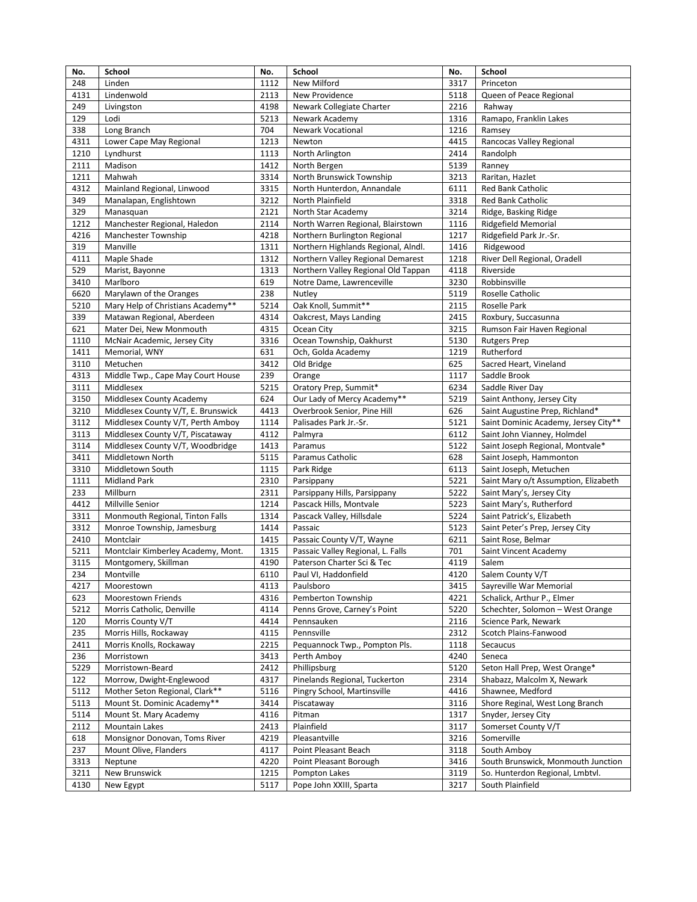| No. | School | No. | School | No. | School |
|---|---|---|---|---|---|
| 248 | Linden | 1112 | New Milford | 3317 | Princeton |
| 4131 | Lindenwold | 2113 | New Providence | 5118 | Queen of Peace Regional |
| 249 | Livingston | 4198 | Newark Collegiate Charter | 2216 | Rahway |
| 129 | Lodi | 5213 | Newark Academy | 1316 | Ramapo, Franklin Lakes |
| 338 | Long Branch | 704 | Newark Vocational | 1216 | Ramsey |
| 4311 | Lower Cape May Regional | 1213 | Newton | 4415 | Rancocas Valley Regional |
| 1210 | Lyndhurst | 1113 | North Arlington | 2414 | Randolph |
| 2111 | Madison | 1412 | North Bergen | 5139 | Ranney |
| 1211 | Mahwah | 3314 | North Brunswick Township | 3213 | Raritan, Hazlet |
| 4312 | Mainland Regional, Linwood | 3315 | North Hunterdon, Annandale | 6111 | Red Bank Catholic |
| 349 | Manalapan, Englishtown | 3212 | North Plainfield | 3318 | Red Bank Catholic |
| 329 | Manasquan | 2121 | North Star Academy | 3214 | Ridge, Basking Ridge |
| 1212 | Manchester Regional, Haledon | 2114 | North Warren Regional, Blairstown | 1116 | Ridgefield Memorial |
| 4216 | Manchester Township | 4218 | Northern Burlington Regional | 1217 | Ridgefield Park Jr.-Sr. |
| 319 | Manville | 1311 | Northern Highlands Regional, Alndl. | 1416 | Ridgewood |
| 4111 | Maple Shade | 1312 | Northern Valley Regional Demarest | 1218 | River Dell Regional, Oradell |
| 529 | Marist, Bayonne | 1313 | Northern Valley Regional Old Tappan | 4118 | Riverside |
| 3410 | Marlboro | 619 | Notre Dame, Lawrenceville | 3230 | Robbinsville |
| 6620 | Marylawn of the Oranges | 238 | Nutley | 5119 | Roselle Catholic |
| 5210 | Mary Help of Christians Academy** | 5214 | Oak Knoll, Summit** | 2115 | Roselle Park |
| 339 | Matawan Regional, Aberdeen | 4314 | Oakcrest, Mays Landing | 2415 | Roxbury, Succasunna |
| 621 | Mater Dei, New Monmouth | 4315 | Ocean City | 3215 | Rumson Fair Haven Regional |
| 1110 | McNair Academic, Jersey City | 3316 | Ocean Township, Oakhurst | 5130 | Rutgers Prep |
| 1411 | Memorial, WNY | 631 | Och, Golda Academy | 1219 | Rutherford |
| 3110 | Metuchen | 3412 | Old Bridge | 625 | Sacred Heart, Vineland |
| 4313 | Middle Twp., Cape May Court House | 239 | Orange | 1117 | Saddle Brook |
| 3111 | Middlesex | 5215 | Oratory Prep, Summit* | 6234 | Saddle River Day |
| 3150 | Middlesex County Academy | 624 | Our Lady of Mercy Academy** | 5219 | Saint Anthony, Jersey City |
| 3210 | Middlesex County V/T, E. Brunswick | 4413 | Overbrook Senior, Pine Hill | 626 | Saint Augustine Prep, Richland* |
| 3112 | Middlesex County V/T, Perth Amboy | 1114 | Palisades Park Jr.-Sr. | 5121 | Saint Dominic Academy, Jersey City** |
| 3113 | Middlesex County V/T, Piscataway | 4112 | Palmyra | 6112 | Saint John Vianney, Holmdel |
| 3114 | Middlesex County V/T, Woodbridge | 1413 | Paramus | 5122 | Saint Joseph Regional, Montvale* |
| 3411 | Middletown North | 5115 | Paramus Catholic | 628 | Saint Joseph, Hammonton |
| 3310 | Middletown South | 1115 | Park Ridge | 6113 | Saint Joseph, Metuchen |
| 1111 | Midland Park | 2310 | Parsippany | 5221 | Saint Mary o/t Assumption, Elizabeth |
| 233 | Millburn | 2311 | Parsippany Hills, Parsippany | 5222 | Saint Mary's, Jersey City |
| 4412 | Millville Senior | 1214 | Pascack Hills, Montvale | 5223 | Saint Mary's, Rutherford |
| 3311 | Monmouth Regional, Tinton Falls | 1314 | Pascack Valley, Hillsdale | 5224 | Saint Patrick's, Elizabeth |
| 3312 | Monroe Township, Jamesburg | 1414 | Passaic | 5123 | Saint Peter's Prep, Jersey City |
| 2410 | Montclair | 1415 | Passaic County V/T, Wayne | 6211 | Saint Rose, Belmar |
| 5211 | Montclair Kimberley Academy, Mont. | 1315 | Passaic Valley Regional, L. Falls | 701 | Saint Vincent Academy |
| 3115 | Montgomery, Skillman | 4190 | Paterson Charter Sci & Tec | 4119 | Salem |
| 234 | Montville | 6110 | Paul VI, Haddonfield | 4120 | Salem County V/T |
| 4217 | Moorestown | 4113 | Paulsboro | 3415 | Sayreville War Memorial |
| 623 | Moorestown Friends | 4316 | Pemberton Township | 4221 | Schalick, Arthur P., Elmer |
| 5212 | Morris Catholic, Denville | 4114 | Penns Grove, Carney's Point | 5220 | Schechter, Solomon – West Orange |
| 120 | Morris County V/T | 4414 | Pennsauken | 2116 | Science Park, Newark |
| 235 | Morris Hills, Rockaway | 4115 | Pennsville | 2312 | Scotch Plains-Fanwood |
| 2411 | Morris Knolls, Rockaway | 2215 | Pequannock Twp., Pompton Pls. | 1118 | Secaucus |
| 236 | Morristown | 3413 | Perth Amboy | 4240 | Seneca |
| 5229 | Morristown-Beard | 2412 | Phillipsburg | 5120 | Seton Hall Prep, West Orange* |
| 122 | Morrow, Dwight-Englewood | 4317 | Pinelands Regional, Tuckerton | 2314 | Shabazz, Malcolm X, Newark |
| 5112 | Mother Seton Regional, Clark** | 5116 | Pingry School, Martinsville | 4416 | Shawnee, Medford |
| 5113 | Mount St. Dominic Academy** | 3414 | Piscataway | 3116 | Shore Reginal, West Long Branch |
| 5114 | Mount St. Mary Academy | 4116 | Pitman | 1317 | Snyder, Jersey City |
| 2112 | Mountain Lakes | 2413 | Plainfield | 3117 | Somerset County V/T |
| 618 | Monsignor Donovan, Toms River | 4219 | Pleasantville | 3216 | Somerville |
| 237 | Mount Olive, Flanders | 4117 | Point Pleasant Beach | 3118 | South Amboy |
| 3313 | Neptune | 4220 | Point Pleasant Borough | 3416 | South Brunswick, Monmouth Junction |
| 3211 | New Brunswick | 1215 | Pompton Lakes | 3119 | So. Hunterdon Regional, Lmbtvl. |
| 4130 | New Egypt | 5117 | Pope John XXIII, Sparta | 3217 | South Plainfield |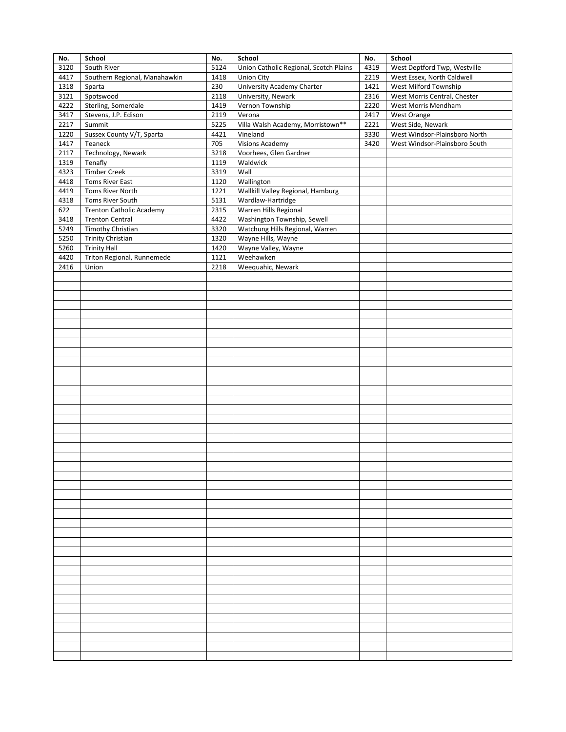| No. | School | No. | School | No. | School |
|---|---|---|---|---|---|
| 3120 | South River | 5124 | Union Catholic Regional, Scotch Plains | 4319 | West Deptford Twp, Westville |
| 4417 | Southern Regional, Manahawkin | 1418 | Union City | 2219 | West Essex, North Caldwell |
| 1318 | Sparta | 230 | University Academy Charter | 1421 | West Milford Township |
| 3121 | Spotswood | 2118 | University, Newark | 2316 | West Morris Central, Chester |
| 4222 | Sterling, Somerdale | 1419 | Vernon Township | 2220 | West Morris Mendham |
| 3417 | Stevens, J.P. Edison | 2119 | Verona | 2417 | West Orange |
| 2217 | Summit | 5225 | Villa Walsh Academy, Morristown** | 2221 | West Side, Newark |
| 1220 | Sussex County V/T, Sparta | 4421 | Vineland | 3330 | West Windsor-Plainsboro North |
| 1417 | Teaneck | 705 | Visions Academy | 3420 | West Windsor-Plainsboro South |
| 2117 | Technology, Newark | 3218 | Voorhees, Glen Gardner | | |
| 1319 | Tenafly | 1119 | Waldwick | | |
| 4323 | Timber Creek | 3319 | Wall | | |
| 4418 | Toms River East | 1120 | Wallington | | |
| 4419 | Toms River North | 1221 | Wallkill Valley Regional, Hamburg | | |
| 4318 | Toms River South | 5131 | Wardlaw-Hartridge | | |
| 622 | Trenton Catholic Academy | 2315 | Warren Hills Regional | | |
| 3418 | Trenton Central | 4422 | Washington Township, Sewell | | |
| 5249 | Timothy Christian | 3320 | Watchung Hills Regional, Warren | | |
| 5250 | Trinity Christian | 1320 | Wayne Hills, Wayne | | |
| 5260 | Trinity Hall | 1420 | Wayne Valley, Wayne | | |
| 4420 | Triton Regional, Runnemede | 1121 | Weehawken | | |
| 2416 | Union | 2218 | Weequahic, Newark | | |